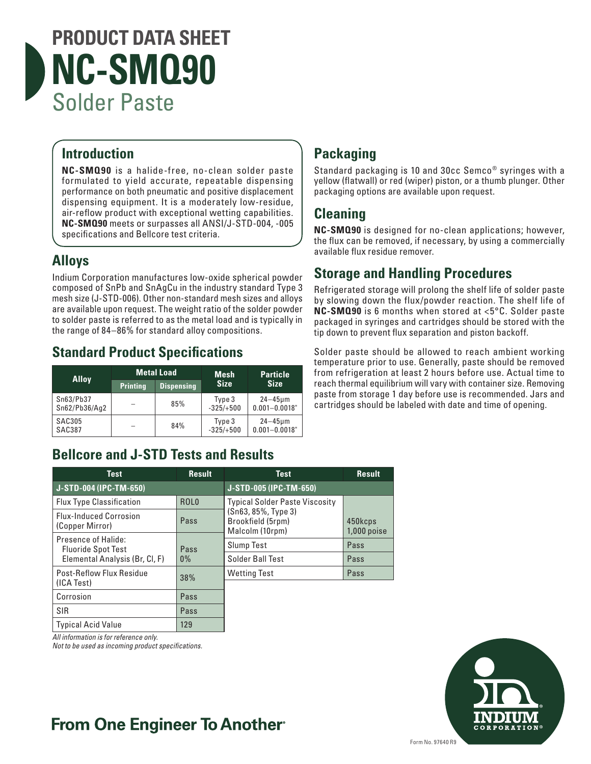# PRODUCT DATA SHEET

# NC-SMQ90

## Solder Paste

## Introduction

**NC-SMQ90** is a halide-free, no-clean solder paste formulated to yield accurate, repeatable dispensing performance on both pneumatic and positive displacement dispensing equipment. It is a moderately low-residue, air-reflow product with exceptional wetting capabilities. **NC-SMQ90** meets or surpasses all ANSI/J-STD-004, -005 specifications and Bellcore test criteria.

## Alloys

Indium Corporation manufactures low-oxide spherical powder composed of SnPb and SnAgCu in the industry standard Type 3 mesh size (J-STD-006). Other non-standard mesh sizes and alloys are available upon request. The weight ratio of the solder powder to solder paste is referred to as the metal load and is typically in the range of 84–86% for standard alloy compositions.

## Standard Product Specifications

| Alloy | Metal Load | | Mesh Size | Particle Size |
|---|---|---|---|---|
| | Printing | Dispensing | | |
| Sn63/Pb37 Sn62/Pb36/Ag2 | – | 85% | Type 3 -325/+500 | 24–45µm 0.001–0.0018" |
| SAC305 SAC387 | – | 84% | Type 3 -325/+500 | 24–45µm 0.001–0.0018" |

## Bellcore and J-STD Tests and Results

| Test | Result |
|---|---|
| **J-STD-004 (IPC-TM-650)** | |
| Flux Type Classification | ROL0 |
| Flux-Induced Corrosion (Copper Mirror) | Pass |
| Presence of Halide: Fluoride Spot Test / Elemental Analysis (Br, Cl, F) | Pass / 0% |
| Post-Reflow Flux Residue (ICA Test) | 38% |
| Corrosion | Pass |
| SIR | Pass |
| Typical Acid Value | 129 |

| Test | Result |
|---|---|
| **J-STD-005 (IPC-TM-650)** | |
| Typical Solder Paste Viscosity (Sn63, 85%, Type 3) Brookfield (5rpm) Malcolm (10rpm) | 450kcps 1,000 poise |
| Slump Test | Pass |
| Solder Ball Test | Pass |
| Wetting Test | Pass |

*All information is for reference only.*
*Not to be used as incoming product specifications.*

## Packaging

Standard packaging is 10 and 30cc Semco® syringes with a yellow (flatwall) or red (wiper) piston, or a thumb plunger. Other packaging options are available upon request.

## Cleaning

**NC-SMQ90** is designed for no-clean applications; however, the flux can be removed, if necessary, by using a commercially available flux residue remover.

## Storage and Handling Procedures

Refrigerated storage will prolong the shelf life of solder paste by slowing down the flux/powder reaction. The shelf life of **NC-SMQ90** is 6 months when stored at <5°C. Solder paste packaged in syringes and cartridges should be stored with the tip down to prevent flux separation and piston backoff.

Solder paste should be allowed to reach ambient working temperature prior to use. Generally, paste should be removed from refrigeration at least 2 hours before use. Actual time to reach thermal equilibrium will vary with container size. Removing paste from storage 1 day before use is recommended. Jars and cartridges should be labeled with date and time of opening.

From One Engineer To Another®

INDIUM CORPORATION®

Form No. 97640 R9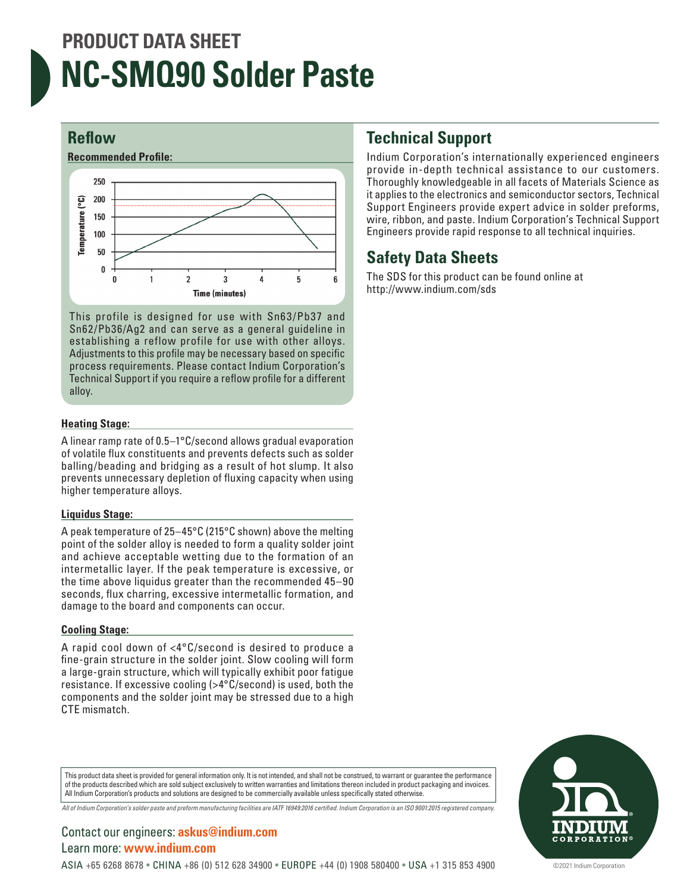PRODUCT DATA SHEET

# NC-SMQ90 Solder Paste

## Reflow

**Recommended Profile:**

250
200
150
100
50
0
Temperature (°C)
0 1 2 3 4 5 6
Time (minutes)

This profile is designed for use with Sn63/Pb37 and Sn62/Pb36/Ag2 and can serve as a general guideline in establishing a reflow profile for use with other alloys. Adjustments to this profile may be necessary based on specific process requirements. Please contact Indium Corporation's Technical Support if you require a reflow profile for a different alloy.

**Heating Stage:**

A linear ramp rate of 0.5–1°C/second allows gradual evaporation of volatile flux constituents and prevents defects such as solder balling/beading and bridging as a result of hot slump. It also prevents unnecessary depletion of fluxing capacity when using higher temperature alloys.

**Liquidus Stage:**

A peak temperature of 25–45°C (215°C shown) above the melting point of the solder alloy is needed to form a quality solder joint and achieve acceptable wetting due to the formation of an intermetallic layer. If the peak temperature is excessive, or the time above liquidus greater than the recommended 45–90 seconds, flux charring, excessive intermetallic formation, and damage to the board and components can occur.

**Cooling Stage:**

A rapid cool down of <4°C/second is desired to produce a fine-grain structure in the solder joint. Slow cooling will form a large-grain structure, which will typically exhibit poor fatigue resistance. If excessive cooling (>4°C/second) is used, both the components and the solder joint may be stressed due to a high CTE mismatch.

## Technical Support

Indium Corporation's internationally experienced engineers provide in-depth technical assistance to our customers. Thoroughly knowledgeable in all facets of Materials Science as it applies to the electronics and semiconductor sectors, Technical Support Engineers provide expert advice in solder preforms, wire, ribbon, and paste. Indium Corporation's Technical Support Engineers provide rapid response to all technical inquiries.

## Safety Data Sheets

The SDS for this product can be found online at http://www.indium.com/sds

This product data sheet is provided for general information only. It is not intended, and shall not be construed, to warrant or guarantee the performance of the products described which are sold subject exclusively to written warranties and limitations thereon included in product packaging and invoices. All Indium Corporation's products and solutions are designed to be commercially available unless specifically stated otherwise.

*All of Indium Corporation's solder paste and preform manufacturing facilities are IATF 16949:2016 certified. Indium Corporation is an ISO 9001:2015 registered company.*

Contact our engineers: **askus@indium.com**
Learn more: **www.indium.com**

ASIA +65 6268 8678 • CHINA +86 (0) 512 628 34900 • EUROPE +44 (0) 1908 580400 • USA +1 315 853 4900

INDIUM CORPORATION®

©2021 Indium Corporation